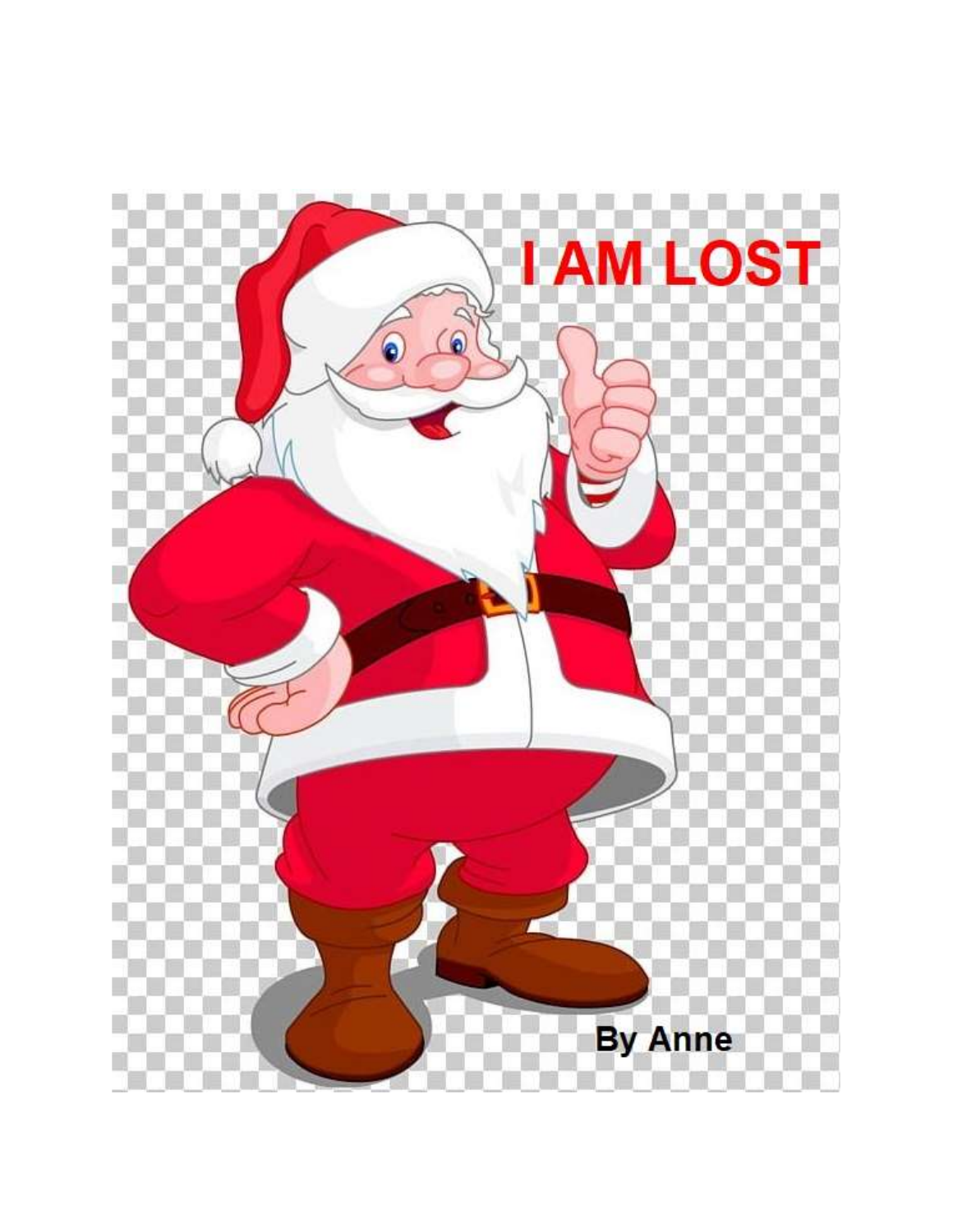# I AM LOST

By Anne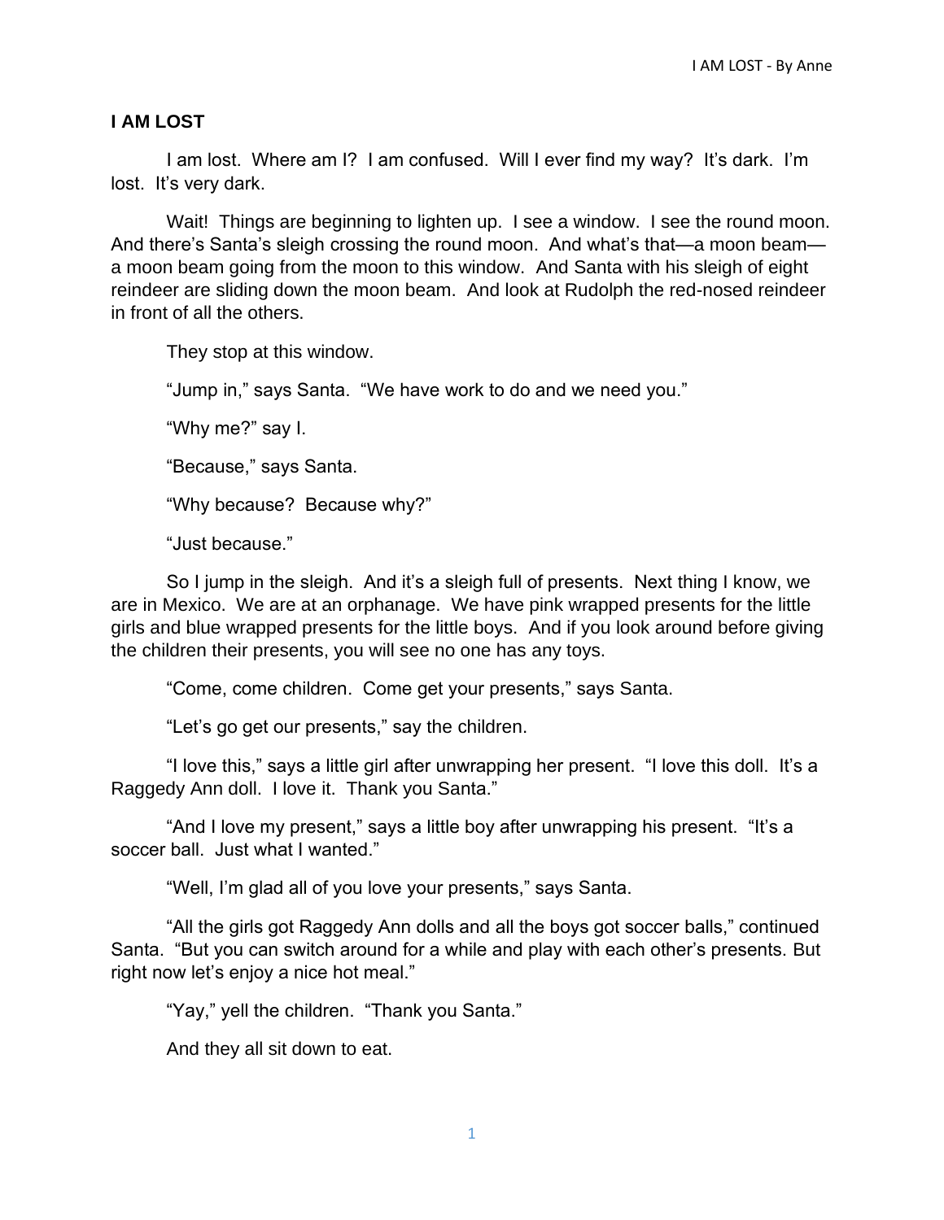**I AM LOST**

I am lost. Where am I? I am confused. Will I ever find my way? It's dark. I'm lost. It's very dark.

Wait! Things are beginning to lighten up. I see a window. I see the round moon. And there's Santa's sleigh crossing the round moon. And what's that—a moon beam—a moon beam going from the moon to this window. And Santa with his sleigh of eight reindeer are sliding down the moon beam. And look at Rudolph the red-nosed reindeer in front of all the others.

They stop at this window.

"Jump in," says Santa. "We have work to do and we need you."

"Why me?" say I.

"Because," says Santa.

"Why because? Because why?"

"Just because."

So I jump in the sleigh. And it's a sleigh full of presents. Next thing I know, we are in Mexico. We are at an orphanage. We have pink wrapped presents for the little girls and blue wrapped presents for the little boys. And if you look around before giving the children their presents, you will see no one has any toys.

"Come, come children. Come get your presents," says Santa.

"Let's go get our presents," say the children.

"I love this," says a little girl after unwrapping her present. "I love this doll. It's a Raggedy Ann doll. I love it. Thank you Santa."

"And I love my present," says a little boy after unwrapping his present. "It's a soccer ball. Just what I wanted."

"Well, I'm glad all of you love your presents," says Santa.

"All the girls got Raggedy Ann dolls and all the boys got soccer balls," continued Santa. "But you can switch around for a while and play with each other's presents. But right now let's enjoy a nice hot meal."

"Yay," yell the children. "Thank you Santa."

And they all sit down to eat.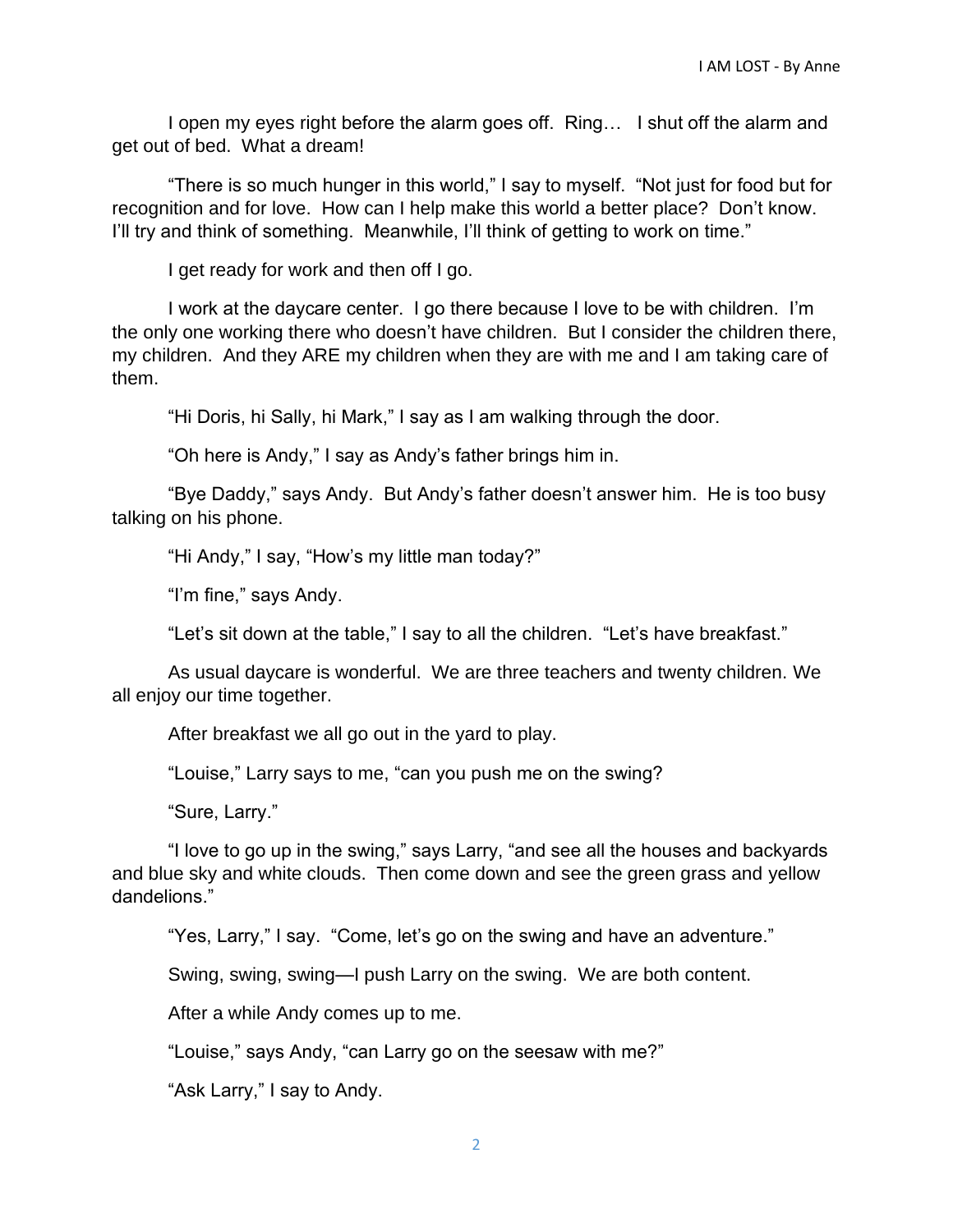I open my eyes right before the alarm goes off. Ring… I shut off the alarm and get out of bed. What a dream!

"There is so much hunger in this world," I say to myself. "Not just for food but for recognition and for love. How can I help make this world a better place? Don't know. I'll try and think of something. Meanwhile, I'll think of getting to work on time."

I get ready for work and then off I go.

I work at the daycare center. I go there because I love to be with children. I'm the only one working there who doesn't have children. But I consider the children there, my children. And they ARE my children when they are with me and I am taking care of them.

"Hi Doris, hi Sally, hi Mark," I say as I am walking through the door.

"Oh here is Andy," I say as Andy's father brings him in.

"Bye Daddy," says Andy. But Andy's father doesn't answer him. He is too busy talking on his phone.

"Hi Andy," I say, "How's my little man today?"

"I'm fine," says Andy.

"Let's sit down at the table," I say to all the children. "Let's have breakfast."

As usual daycare is wonderful. We are three teachers and twenty children. We all enjoy our time together.

After breakfast we all go out in the yard to play.

"Louise," Larry says to me, "can you push me on the swing?

"Sure, Larry."

"I love to go up in the swing," says Larry, "and see all the houses and backyards and blue sky and white clouds. Then come down and see the green grass and yellow dandelions."

"Yes, Larry," I say. "Come, let's go on the swing and have an adventure."

Swing, swing, swing—I push Larry on the swing. We are both content.

After a while Andy comes up to me.

"Louise," says Andy, "can Larry go on the seesaw with me?"

"Ask Larry," I say to Andy.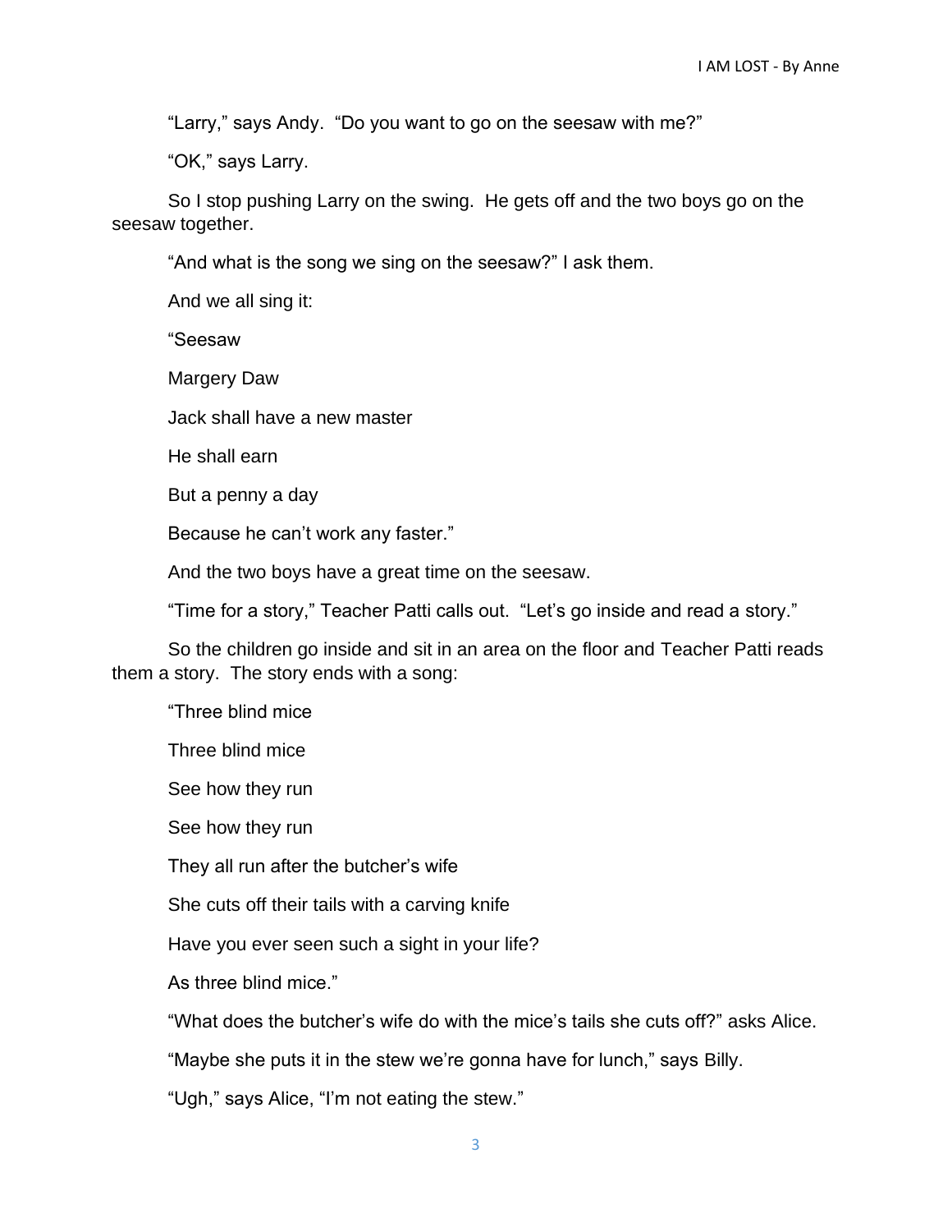"Larry," says Andy. "Do you want to go on the seesaw with me?"

"OK," says Larry.

So I stop pushing Larry on the swing. He gets off and the two boys go on the seesaw together.

"And what is the song we sing on the seesaw?" I ask them.

And we all sing it:

"Seesaw

Margery Daw

Jack shall have a new master

He shall earn

But a penny a day

Because he can't work any faster."

And the two boys have a great time on the seesaw.

"Time for a story," Teacher Patti calls out. "Let's go inside and read a story."

So the children go inside and sit in an area on the floor and Teacher Patti reads them a story. The story ends with a song:

"Three blind mice

Three blind mice

See how they run

See how they run

They all run after the butcher's wife

She cuts off their tails with a carving knife

Have you ever seen such a sight in your life?

As three blind mice."

"What does the butcher's wife do with the mice's tails she cuts off?" asks Alice.

"Maybe she puts it in the stew we're gonna have for lunch," says Billy.

"Ugh," says Alice, "I'm not eating the stew."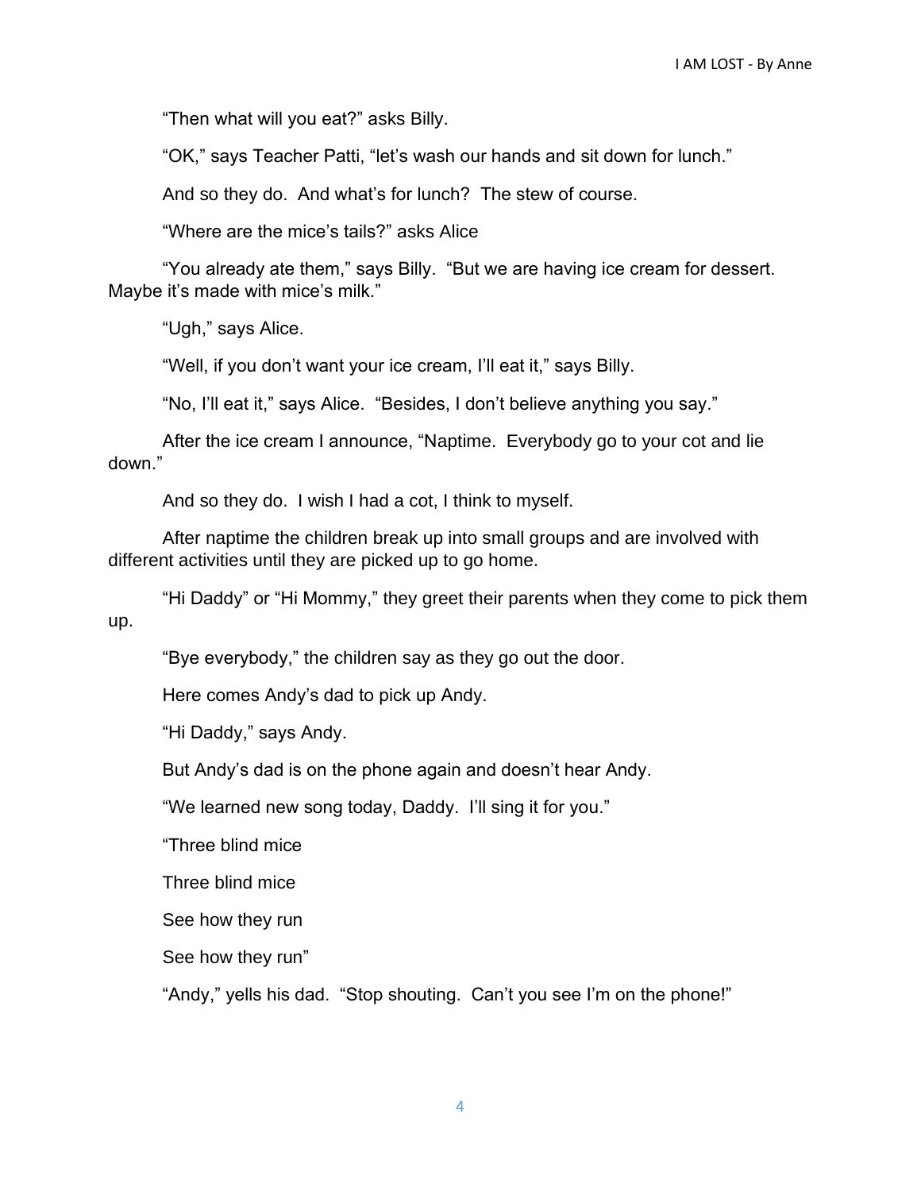"Then what will you eat?" asks Billy.

"OK," says Teacher Patti, "let's wash our hands and sit down for lunch."

And so they do. And what's for lunch? The stew of course.

"Where are the mice's tails?" asks Alice

"You already ate them," says Billy. "But we are having ice cream for dessert. Maybe it's made with mice's milk."

"Ugh," says Alice.

"Well, if you don't want your ice cream, I'll eat it," says Billy.

"No, I'll eat it," says Alice. "Besides, I don't believe anything you say."

After the ice cream I announce, "Naptime. Everybody go to your cot and lie down."

And so they do. I wish I had a cot, I think to myself.

After naptime the children break up into small groups and are involved with different activities until they are picked up to go home.

"Hi Daddy" or "Hi Mommy," they greet their parents when they come to pick them up.

"Bye everybody," the children say as they go out the door.

Here comes Andy's dad to pick up Andy.

"Hi Daddy," says Andy.

But Andy's dad is on the phone again and doesn't hear Andy.

"We learned new song today, Daddy. I'll sing it for you."

"Three blind mice

Three blind mice

See how they run

See how they run"

"Andy," yells his dad. "Stop shouting. Can't you see I'm on the phone!"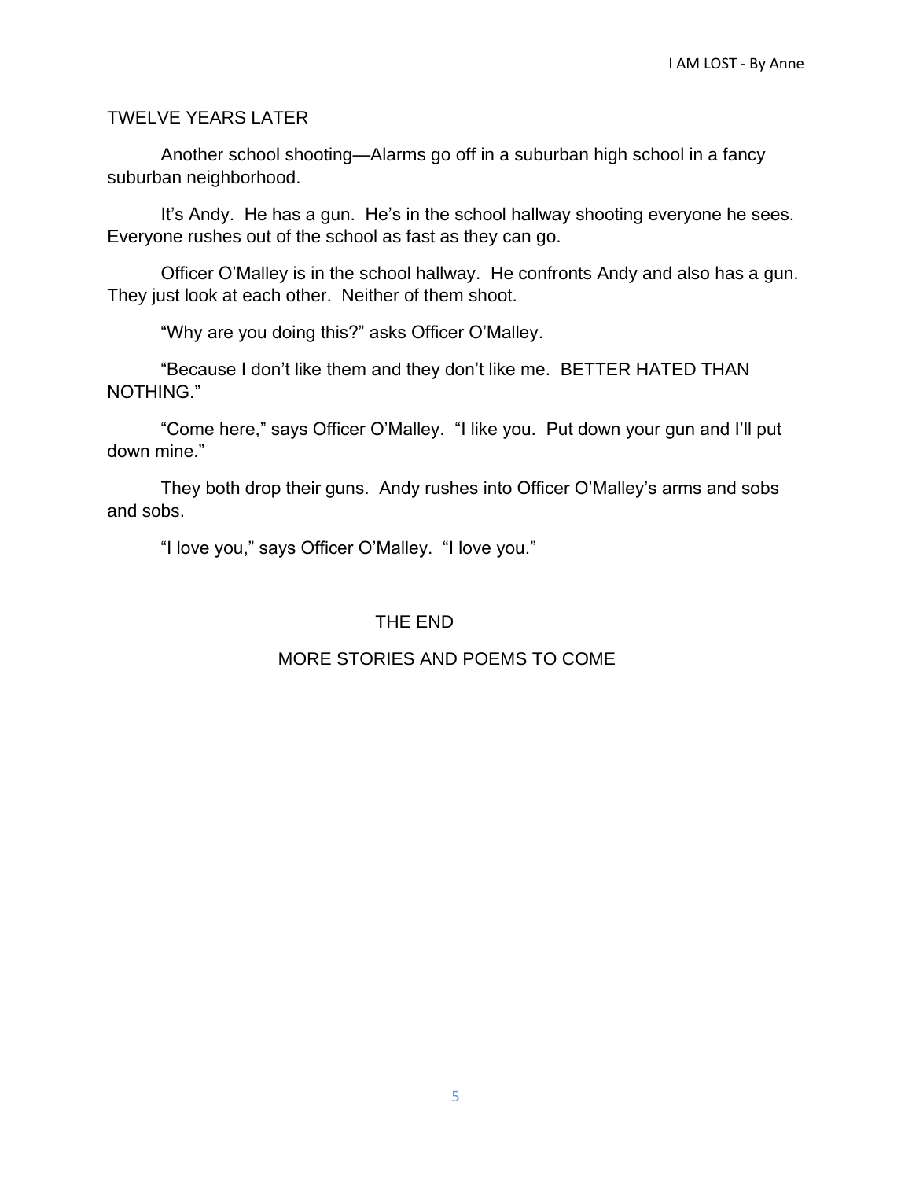TWELVE YEARS LATER

Another school shooting—Alarms go off in a suburban high school in a fancy suburban neighborhood.

It's Andy. He has a gun. He's in the school hallway shooting everyone he sees. Everyone rushes out of the school as fast as they can go.

Officer O'Malley is in the school hallway. He confronts Andy and also has a gun. They just look at each other. Neither of them shoot.

"Why are you doing this?" asks Officer O'Malley.

"Because I don't like them and they don't like me. BETTER HATED THAN NOTHING."

"Come here," says Officer O'Malley. "I like you. Put down your gun and I'll put down mine."

They both drop their guns. Andy rushes into Officer O'Malley's arms and sobs and sobs.

"I love you," says Officer O'Malley. "I love you."

THE END

MORE STORIES AND POEMS TO COME